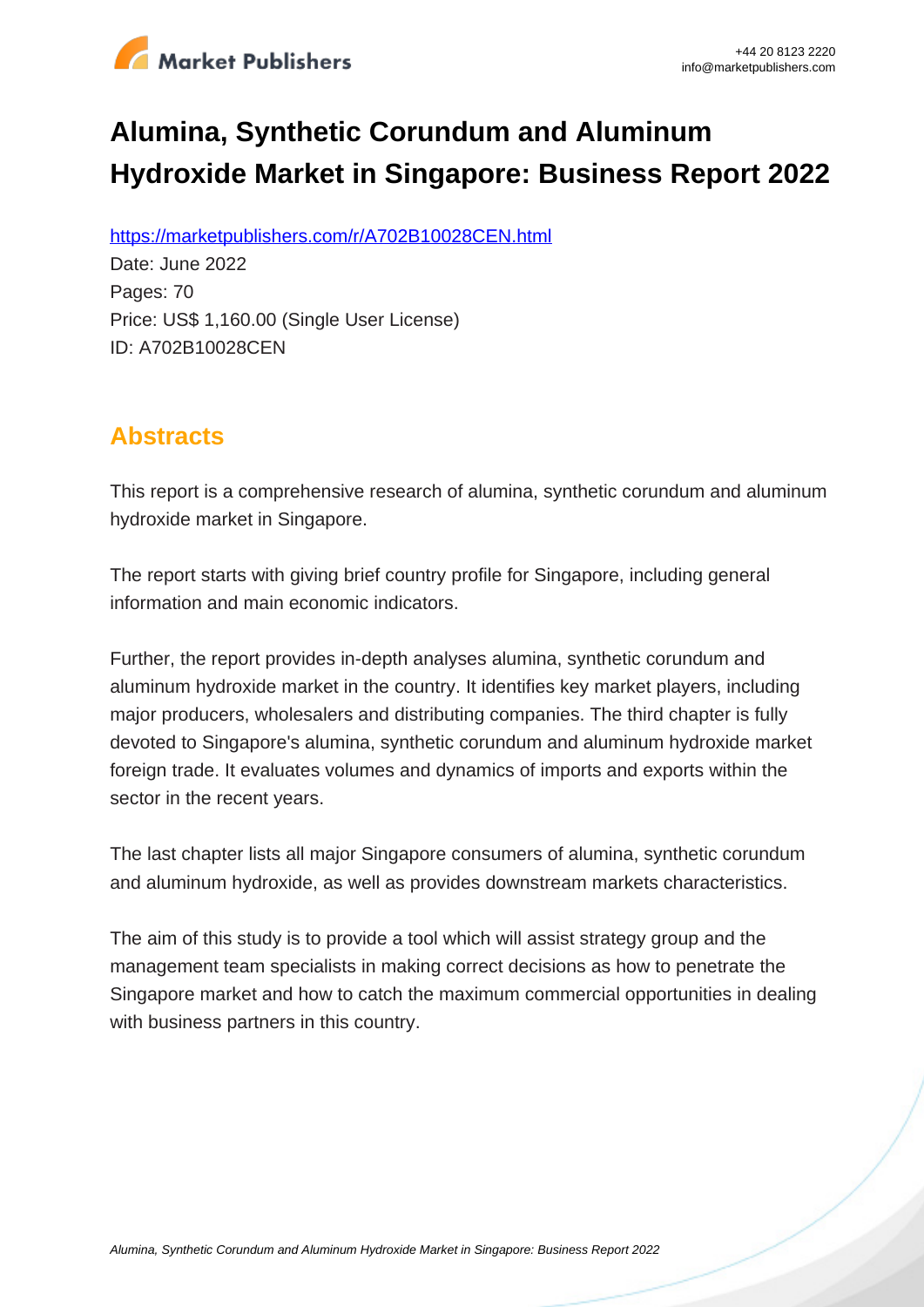# Alumina, Synthetic Corundum and Aluminum Hydroxide Market in Singapore: Business Report 2022

https://marketpublishers.com/r/A702B10028CEN.html

Date: June 2022

Pages: 70

Price: US$ 1,160.00 (Single User License)

ID: A702B10028CEN

## Abstracts

This report is a comprehensive research of alumina, synthetic corundum and aluminum hydroxide market in Singapore.

The report starts with giving brief country profile for Singapore, including general information and main economic indicators.

Further, the report provides in-depth analyses alumina, synthetic corundum and aluminum hydroxide market in the country. It identifies key market players, including major producers, wholesalers and distributing companies. The third chapter is fully devoted to Singapore's alumina, synthetic corundum and aluminum hydroxide market foreign trade. It evaluates volumes and dynamics of imports and exports within the sector in the recent years.

The last chapter lists all major Singapore consumers of alumina, synthetic corundum and aluminum hydroxide, as well as provides downstream markets characteristics.

The aim of this study is to provide a tool which will assist strategy group and the management team specialists in making correct decisions as how to penetrate the Singapore market and how to catch the maximum commercial opportunities in dealing with business partners in this country.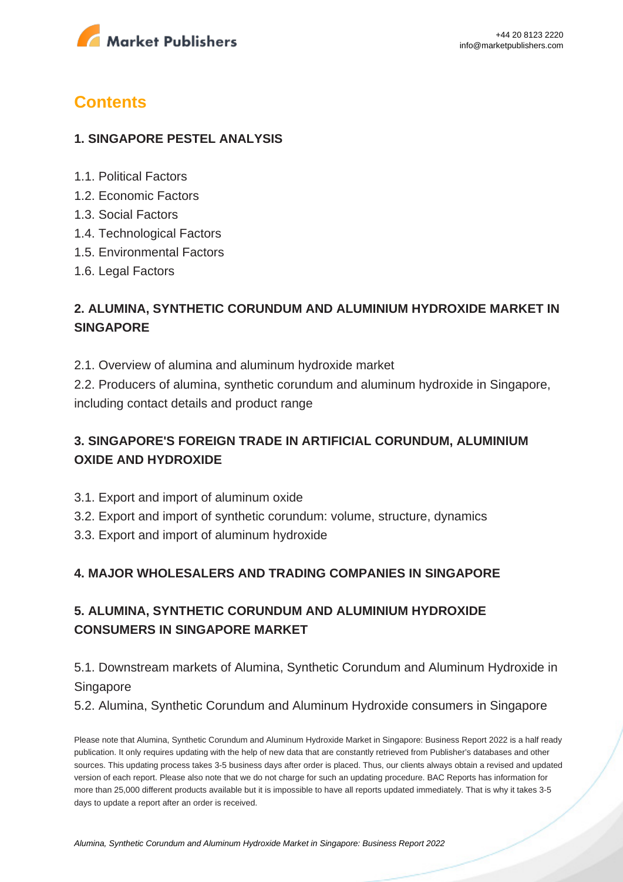# Contents

## 1. SINGAPORE PESTEL ANALYSIS

1.1. Political Factors
1.2. Economic Factors
1.3. Social Factors
1.4. Technological Factors
1.5. Environmental Factors
1.6. Legal Factors

## 2. ALUMINA, SYNTHETIC CORUNDUM AND ALUMINIUM HYDROXIDE MARKET IN SINGAPORE

2.1. Overview of alumina and aluminum hydroxide market
2.2. Producers of alumina, synthetic corundum and aluminum hydroxide in Singapore, including contact details and product range

## 3. SINGAPORE'S FOREIGN TRADE IN ARTIFICIAL CORUNDUM, ALUMINIUM OXIDE AND HYDROXIDE

3.1. Export and import of aluminum oxide
3.2. Export and import of synthetic corundum: volume, structure, dynamics
3.3. Export and import of aluminum hydroxide

## 4. MAJOR WHOLESALERS AND TRADING COMPANIES IN SINGAPORE

## 5. ALUMINA, SYNTHETIC CORUNDUM AND ALUMINIUM HYDROXIDE CONSUMERS IN SINGAPORE MARKET

5.1. Downstream markets of Alumina, Synthetic Corundum and Aluminum Hydroxide in Singapore
5.2. Alumina, Synthetic Corundum and Aluminum Hydroxide consumers in Singapore

Please note that Alumina, Synthetic Corundum and Aluminum Hydroxide Market in Singapore: Business Report 2022 is a half ready publication. It only requires updating with the help of new data that are constantly retrieved from Publisher's databases and other sources. This updating process takes 3-5 business days after order is placed. Thus, our clients always obtain a revised and updated version of each report. Please also note that we do not charge for such an updating procedure. BAC Reports has information for more than 25,000 different products available but it is impossible to have all reports updated immediately. That is why it takes 3-5 days to update a report after an order is received.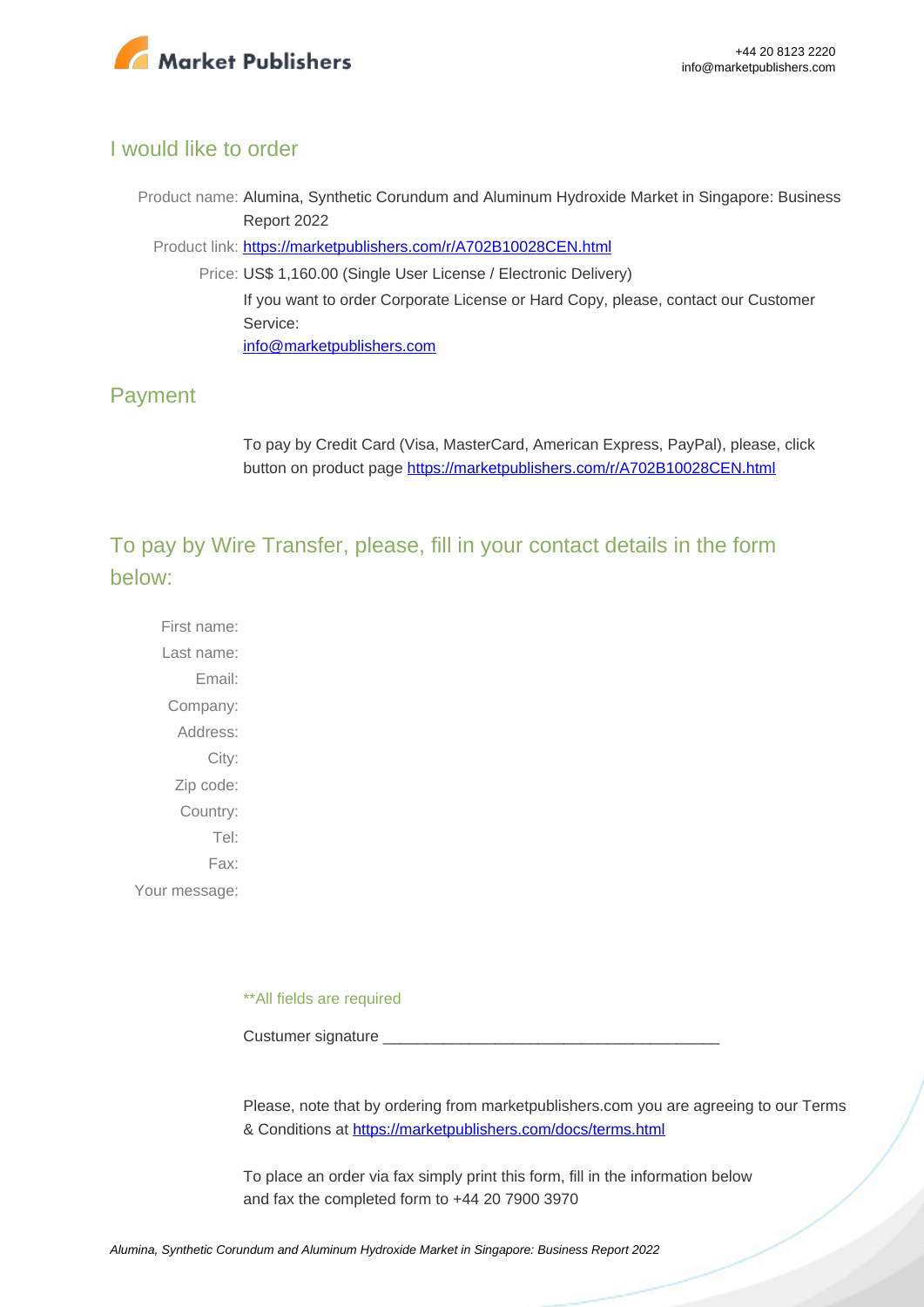## I would like to order

Product name: Alumina, Synthetic Corundum and Aluminum Hydroxide Market in Singapore: Business Report 2022

Product link: [https://marketpublishers.com/r/A702B10028CEN.html](https://marketpublishers.com/r/A702B10028CEN.html)

Price: US$ 1,160.00 (Single User License / Electronic Delivery)

If you want to order Corporate License or Hard Copy, please, contact our Customer Service:

[info@marketpublishers.com](mailto:info@marketpublishers.com)

## Payment

To pay by Credit Card (Visa, MasterCard, American Express, PayPal), please, click button on product page [https://marketpublishers.com/r/A702B10028CEN.html](https://marketpublishers.com/r/A702B10028CEN.html)

## To pay by Wire Transfer, please, fill in your contact details in the form below:

First name:

Last name:

Email:

Company:

Address:

City:

Zip code:

Country:

Tel:

Fax:

Your message:

**All fields are required

Custumer signature _______________________________________

Please, note that by ordering from marketpublishers.com you are agreeing to our Terms & Conditions at [https://marketpublishers.com/docs/terms.html](https://marketpublishers.com/docs/terms.html)

To place an order via fax simply print this form, fill in the information below and fax the completed form to +44 20 7900 3970